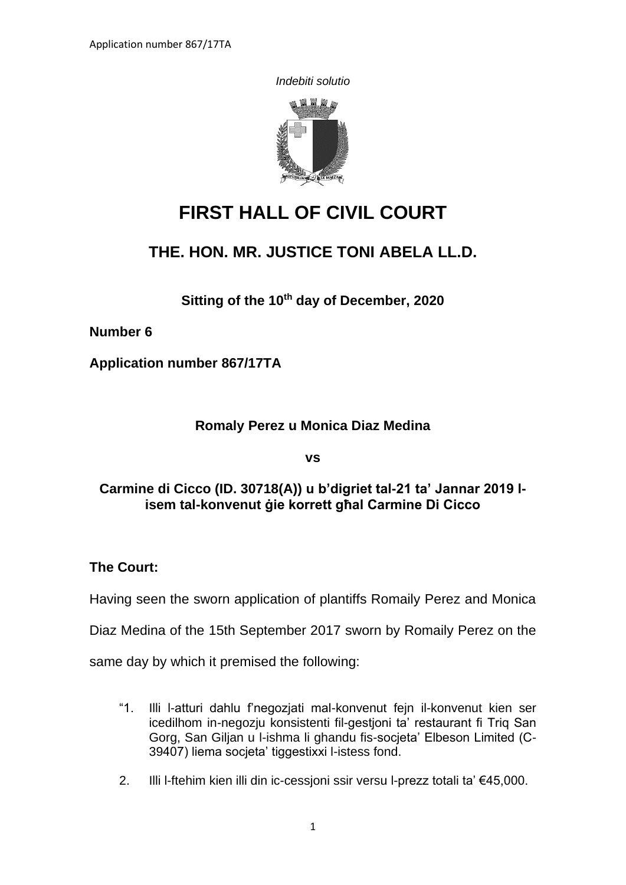*Indebiti solutio*

# FIRST HALL OF CIVIL COURT

## THE. HON. MR. JUSTICE TONI ABELA LL.D.

**Sitting of the 10th day of December, 2020**

**Number 6**

**Application number 867/17TA**

**Romaly Perez u Monica Diaz Medina**

**vs**

**Carmine di Cicco (ID. 30718(A)) u b'digriet tal-21 ta' Jannar 2019 l-isem tal-konvenut ġie korrett għal Carmine Di Cicco**

**The Court:**

Having seen the sworn application of plantiffs Romaily Perez and Monica Diaz Medina of the 15th September 2017 sworn by Romaily Perez on the same day by which it premised the following:

"1. Illi l-atturi dahlu f'negozjati mal-konvenut fejn il-konvenut kien ser icedilhom in-negozju konsistenti fil-gestjoni ta' restaurant fi Triq San Gorg, San Giljan u l-ishma li ghandu fis-socjeta' Elbeson Limited (C-39407) liema socjeta' tiggestixxi l-istess fond.

2. Illi l-ftehim kien illi din ic-cessjoni ssir versu l-prezz totali ta' €45,000.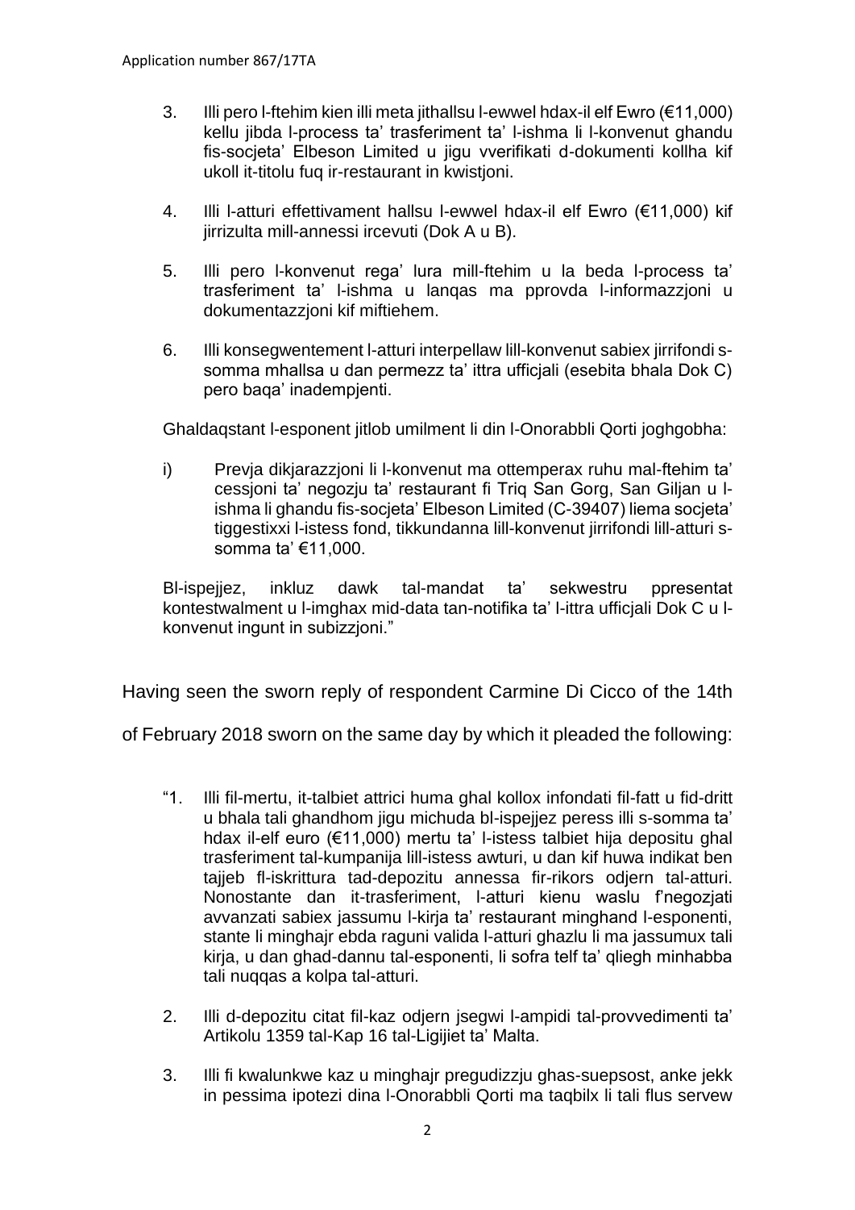3. Illi pero l-ftehim kien illi meta jithallsu l-ewwel hdax-il elf Ewro (€11,000) kellu jibda l-process ta' trasferiment ta' l-ishma li l-konvenut ghandu fis-socjeta' Elbeson Limited u jigu vverifikati d-dokumenti kollha kif ukoll it-titolu fuq ir-restaurant in kwistjoni.

4. Illi l-atturi effettivament hallsu l-ewwel hdax-il elf Ewro (€11,000) kif jirrizulta mill-annessi ircevuti (Dok A u B).

5. Illi pero l-konvenut rega' lura mill-ftehim u la beda l-process ta' trasferiment ta' l-ishma u lanqas ma pprovda l-informazzjoni u dokumentazzjoni kif miftiehem.

6. Illi konsegwentement l-atturi interpellaw lill-konvenut sabiex jirrifondi s-somma mhallsa u dan permezz ta' ittra ufficjali (esebita bhala Dok C) pero baqa' inadempjenti.

Ghaldaqstant l-esponent jitlob umilment li din l-Onorabbli Qorti joghgobha:

i) Prevja dikjarazzjoni li l-konvenut ma ottemperax ruhu mal-ftehim ta' cessjoni ta' negozju ta' restaurant fi Triq San Gorg, San Giljan u l-ishma li ghandu fis-socjeta' Elbeson Limited (C-39407) liema socjeta' tiggestixxi l-istess fond, tikkundanna lill-konvenut jirrifondi lill-atturi s-somma ta' €11,000.

Bl-ispejjez, inkluz dawk tal-mandat ta' sekwestru ppresentat kontestwalment u l-imghax mid-data tan-notifika ta' l-ittra ufficjali Dok C u l-konvenut ingunt in subizzjoni."

Having seen the sworn reply of respondent Carmine Di Cicco of the 14th of February 2018 sworn on the same day by which it pleaded the following:

"1. Illi fil-mertu, it-talbiet attrici huma ghal kollox infondati fil-fatt u fid-dritt u bhala tali ghandhom jigu michuda bl-ispejjez peress illi s-somma ta' hdax il-elf euro (€11,000) mertu ta' l-istess talbiet hija depositu ghal trasferiment tal-kumpanija lill-istess awturi, u dan kif huwa indikat ben tajjeb fl-iskrittura tad-depozitu annessa fir-rikors odjern tal-atturi. Nonostante dan it-trasferiment, l-atturi kienu waslu f'negozjati avvanzati sabiex jassumu l-kirja ta' restaurant minghand l-esponenti, stante li minghajr ebda raguni valida l-atturi ghazlu li ma jassumux tali kirja, u dan ghad-dannu tal-esponenti, li sofra telf ta' qliegh minhabba tali nuqqas a kolpa tal-atturi.

2. Illi d-depozitu citat fil-kaz odjern jsegwi l-ampidi tal-provvedimenti ta' Artikolu 1359 tal-Kap 16 tal-Ligijiet ta' Malta.

3. Illi fi kwalunkwe kaz u minghajr pregudizzju ghas-suepsost, anke jekk in pessima ipotezi dina l-Onorabbli Qorti ma taqbilx li tali flus servew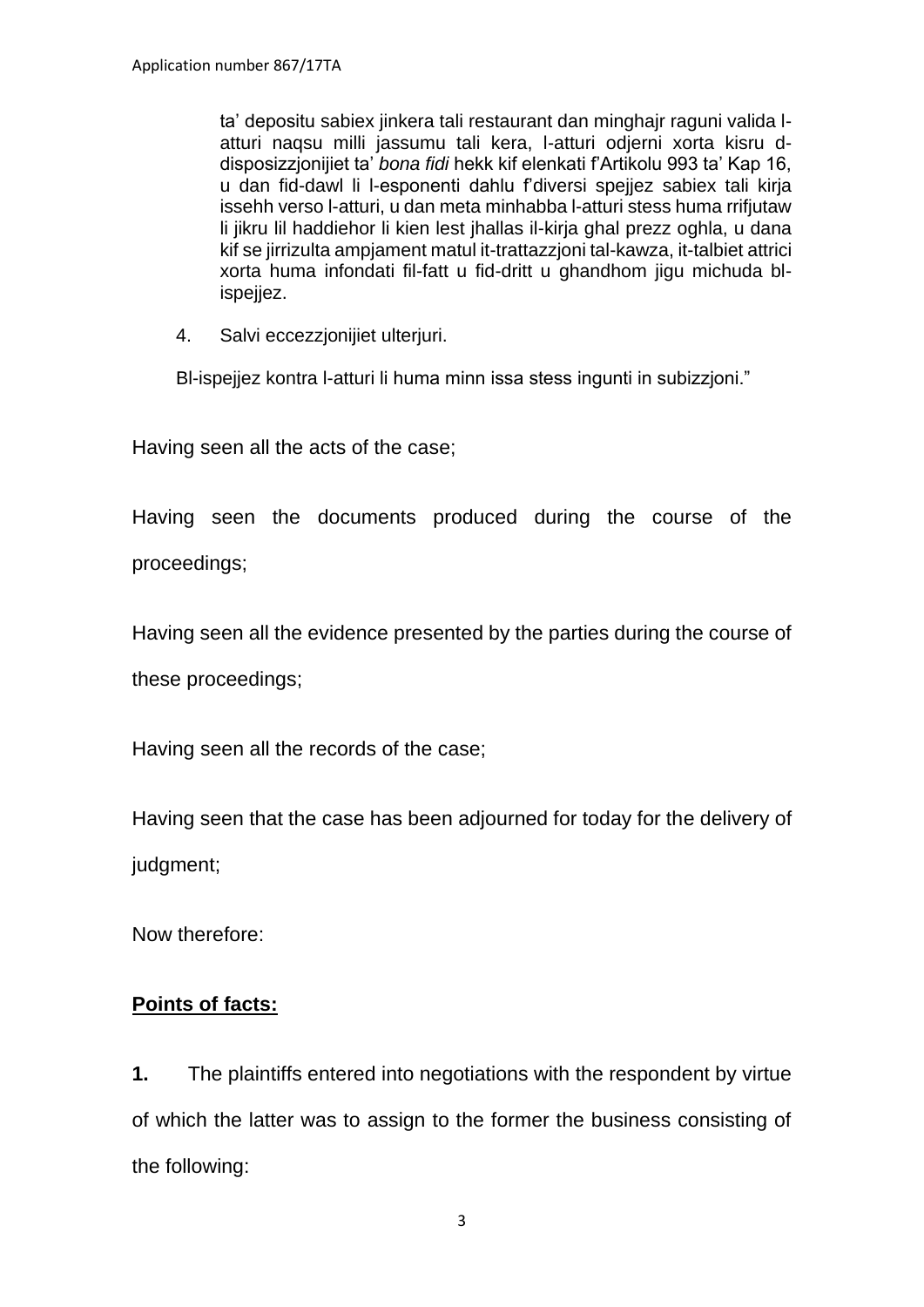ta' depositu sabiex jinkera tali restaurant dan minghajr raguni valida l-atturi naqsu milli jassumu tali kera, l-atturi odjerni xorta kisru d-disposizzjonijiet ta' *bona fidi* hekk kif elenkati f'Artikolu 993 ta' Kap 16, u dan fid-dawl li l-esponenti dahlu f'diversi spejjez sabiex tali kirja issehh verso l-atturi, u dan meta minhabba l-atturi stess huma rrifjutaw li jikru lil haddiehor li kien lest jhallas il-kirja ghal prezz oghla, u dana kif se jirrizulta ampjament matul it-trattazzjoni tal-kawza, it-talbiet attrici xorta huma infondati fil-fatt u fid-dritt u ghandhom jigu michuda bl-ispejjez.

4. Salvi eccezzjonijiet ulterjuri.

Bl-ispejjez kontra l-atturi li huma minn issa stess ingunti in subizzjoni."

Having seen all the acts of the case;

Having seen the documents produced during the course of the proceedings;

Having seen all the evidence presented by the parties during the course of these proceedings;

Having seen all the records of the case;

Having seen that the case has been adjourned for today for the delivery of judgment;

Now therefore:

**Points of facts:**

**1.** The plaintiffs entered into negotiations with the respondent by virtue of which the latter was to assign to the former the business consisting of the following: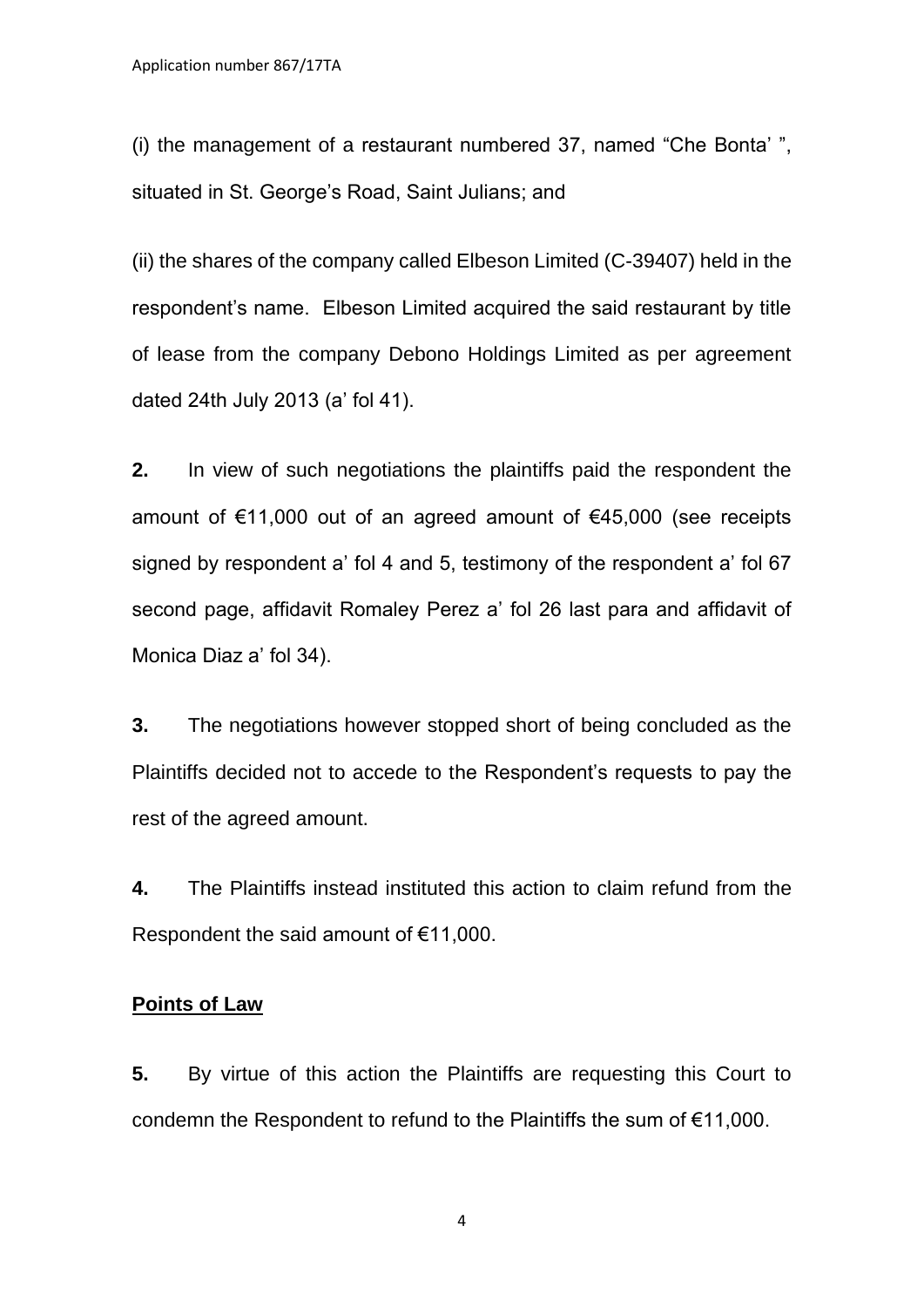(i) the management of a restaurant numbered 37, named "Che Bonta' ", situated in St. George's Road, Saint Julians; and

(ii) the shares of the company called Elbeson Limited (C-39407) held in the respondent's name. Elbeson Limited acquired the said restaurant by title of lease from the company Debono Holdings Limited as per agreement dated 24th July 2013 (a' fol 41).

**2.** In view of such negotiations the plaintiffs paid the respondent the amount of €11,000 out of an agreed amount of €45,000 (see receipts signed by respondent a' fol 4 and 5, testimony of the respondent a' fol 67 second page, affidavit Romaley Perez a' fol 26 last para and affidavit of Monica Diaz a' fol 34).

**3.** The negotiations however stopped short of being concluded as the Plaintiffs decided not to accede to the Respondent's requests to pay the rest of the agreed amount.

**4.** The Plaintiffs instead instituted this action to claim refund from the Respondent the said amount of €11,000.

**Points of Law**

**5.** By virtue of this action the Plaintiffs are requesting this Court to condemn the Respondent to refund to the Plaintiffs the sum of €11,000.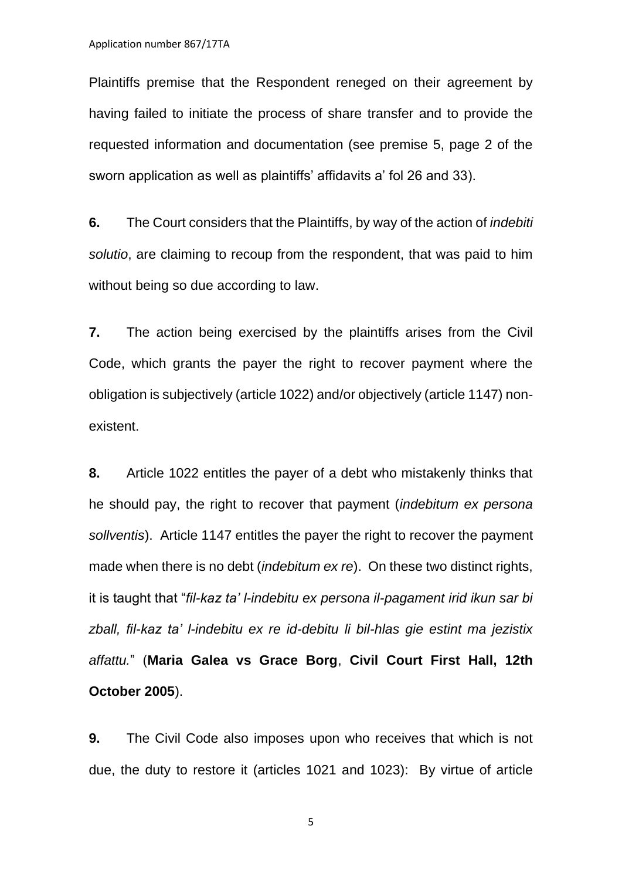Plaintiffs premise that the Respondent reneged on their agreement by having failed to initiate the process of share transfer and to provide the requested information and documentation (see premise 5, page 2 of the sworn application as well as plaintiffs' affidavits a' fol 26 and 33).

**6.** The Court considers that the Plaintiffs, by way of the action of *indebiti solutio*, are claiming to recoup from the respondent, that was paid to him without being so due according to law.

**7.** The action being exercised by the plaintiffs arises from the Civil Code, which grants the payer the right to recover payment where the obligation is subjectively (article 1022) and/or objectively (article 1147) non-existent.

**8.** Article 1022 entitles the payer of a debt who mistakenly thinks that he should pay, the right to recover that payment (*indebitum ex persona sollventis*). Article 1147 entitles the payer the right to recover the payment made when there is no debt (*indebitum ex re*). On these two distinct rights, it is taught that "*fil-kaz ta' l-indebitu ex persona il-pagament irid ikun sar bi zball, fil-kaz ta' l-indebitu ex re id-debitu li bil-hlas gie estint ma jezistix affattu.*" (**Maria Galea vs Grace Borg**, **Civil Court First Hall, 12th October 2005**).

**9.** The Civil Code also imposes upon who receives that which is not due, the duty to restore it (articles 1021 and 1023): By virtue of article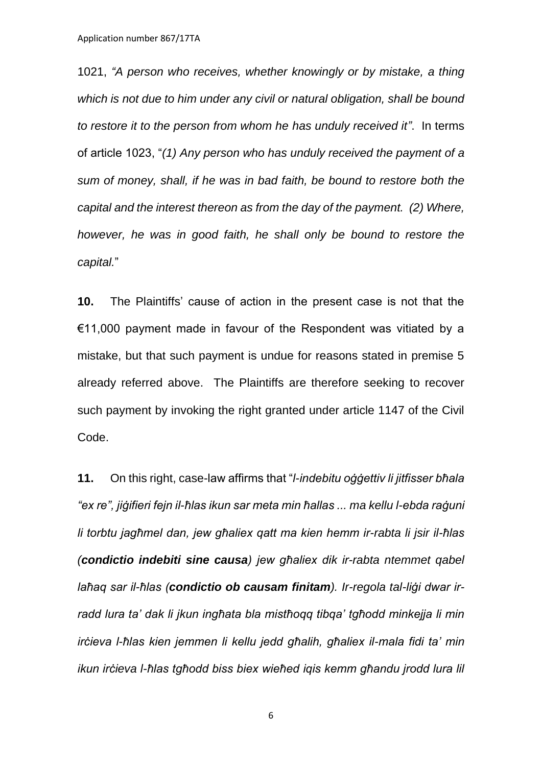1021, *"A person who receives, whether knowingly or by mistake, a thing which is not due to him under any civil or natural obligation, shall be bound to restore it to the person from whom he has unduly received it"*. In terms of article 1023, "*(1) Any person who has unduly received the payment of a sum of money, shall, if he was in bad faith, be bound to restore both the capital and the interest thereon as from the day of the payment. (2) Where, however, he was in good faith, he shall only be bound to restore the capital.*"

**10.** The Plaintiffs' cause of action in the present case is not that the €11,000 payment made in favour of the Respondent was vitiated by a mistake, but that such payment is undue for reasons stated in premise 5 already referred above. The Plaintiffs are therefore seeking to recover such payment by invoking the right granted under article 1147 of the Civil Code.

**11.** On this right, case-law affirms that "*l-indebitu oġġettiv li jitfisser bħala "ex re", jiġifieri fejn il-ħlas ikun sar meta min ħallas ... ma kellu l-ebda raġuni li torbtu jagħmel dan, jew għaliex qatt ma kien hemm ir-rabta li jsir il-ħlas (**condictio indebiti sine causa**) jew għaliex dik ir-rabta ntemmet qabel laħaq sar il-ħlas (**condictio ob causam finitam**). Ir-regola tal-liġi dwar ir-radd lura ta' dak li jkun ingħata bla mistħoqq tibqa' tgħodd minkejja li min irċieva l-ħlas kien jemmen li kellu jedd għalih, għaliex il-mala fidi ta' min ikun irċieva l-ħlas tgħodd biss biex wieħed iqis kemm għandu jrodd lura lil*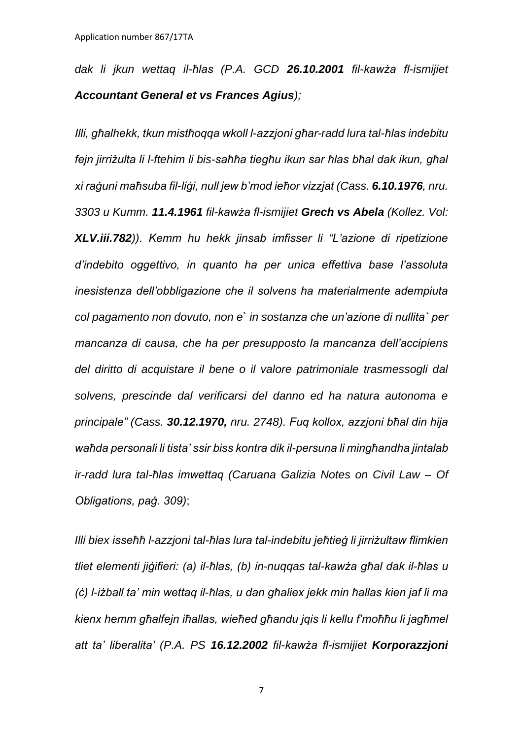*dak li jkun wettaq il-ħlas (P.A. GCD **26.10.2001** fil-kawża fl-ismijiet **Accountant General et vs Frances Agius**);*

*Illi, għalhekk, tkun mistħoqqa wkoll l-azzjoni għar-radd lura tal-ħlas indebitu fejn jirriżulta li l-ftehim li bis-saħħa tiegħu ikun sar ħlas bħal dak ikun, għal xi raġuni maħsuba fil-liġi, null jew b'mod ieħor vizzjat (Cass. **6.10.1976**, nru. 3303 u Kumm. **11.4.1961** fil-kawża fl-ismijiet **Grech vs Abela** (Kollez. Vol: **XLV.iii.782**)). Kemm hu hekk jinsab imfisser li "L'azione di ripetizione d'indebito oggettivo, in quanto ha per unica effettiva base l'assoluta inesistenza dell'obbligazione che il solvens ha materialmente adempiuta col pagamento non dovuto, non e` in sostanza che un'azione di nullita` per mancanza di causa, che ha per presupposto la mancanza dell'accipiens del diritto di acquistare il bene o il valore patrimoniale trasmessogli dal solvens, prescinde dal verificarsi del danno ed ha natura autonoma e principale" (Cass. **30.12.1970,** nru. 2748). Fuq kollox, azzjoni bħal din hija waħda personali li tista' ssir biss kontra dik il-persuna li mingħandha jintalab ir-radd lura tal-ħlas imwettaq (Caruana Galizia Notes on Civil Law – Of Obligations, paġ. 309)*;

*Illi biex isseħħ l-azzjoni tal-ħlas lura tal-indebitu jeħtieġ li jirriżultaw flimkien tliet elementi jiġifieri: (a) il-ħlas, (b) in-nuqqas tal-kawża għal dak il-ħlas u (ċ) l-iżball ta' min wettaq il-ħlas, u dan għaliex jekk min ħallas kien jaf li ma kienx hemm għalfejn iħallas, wieħed għandu jqis li kellu f'moħħu li jagħmel att ta' liberalita' (P.A. PS **16.12.2002** fil-kawża fl-ismijiet **Korporazzjoni***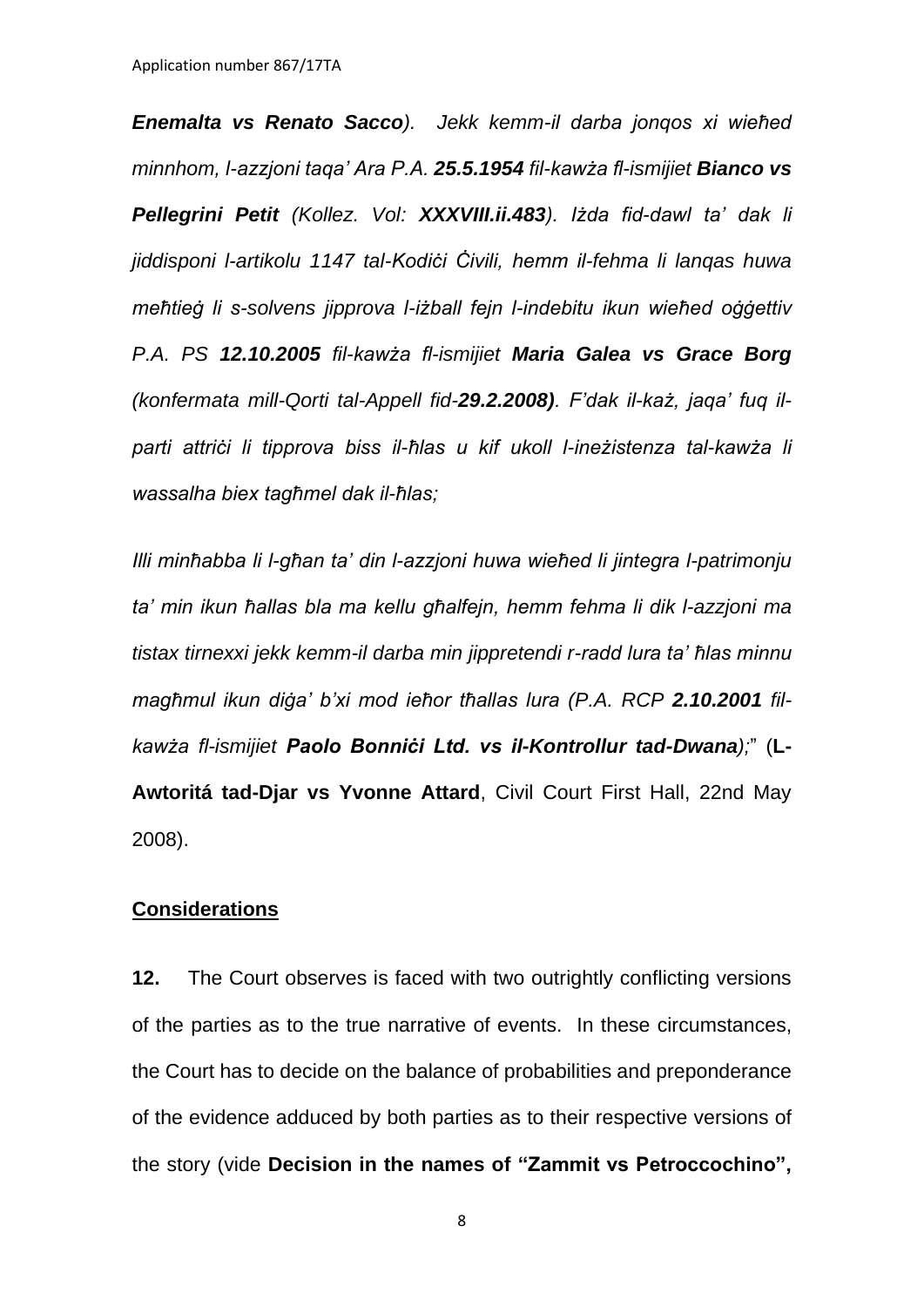***Enemalta vs Renato Sacco***). *Jekk kemm-il darba jonqos xi wieħed minnhom, l-azzjoni taqa' Ara P.A.* ***25.5.1954*** *fil-kawża fl-ismijiet* ***Bianco vs Pellegrini Petit*** *(Kollez. Vol:* ***XXXVIII.ii.483****). Iżda fid-dawl ta' dak li jiddisponi l-artikolu 1147 tal-Kodiċi Ċivili, hemm il-fehma li lanqas huwa meħtieġ li s-solvens jipprova l-iżball fejn l-indebitu ikun wieħed oġġettiv P.A. PS* ***12.10.2005*** *fil-kawża fl-ismijiet* ***Maria Galea vs Grace Borg*** *(konfermata mill-Qorti tal-Appell fid-****29.2.2008****). F'dak il-każ, jaqa' fuq il-parti attriċi li tipprova biss il-ħlas u kif ukoll l-ineżistenza tal-kawża li wassalha biex tagħmel dak il-ħlas;*

*Illi minħabba li l-għan ta' din l-azzjoni huwa wieħed li jintegra l-patrimonju ta' min ikun ħallas bla ma kellu għalfejn, hemm fehma li dik l-azzjoni ma tistax tirnexxi jekk kemm-il darba min jippretendi r-radd lura ta' ħlas minnu magħmul ikun diġa' b'xi mod ieħor tħallas lura (P.A. RCP* ***2.10.2001*** *fil-kawża fl-ismijiet* ***Paolo Bonniċi Ltd. vs il-Kontrollur tad-Dwana****);*" (**L-Awtoritá tad-Djar vs Yvonne Attard**, Civil Court First Hall, 22nd May 2008).

## Considerations

**12.** The Court observes is faced with two outrightly conflicting versions of the parties as to the true narrative of events. In these circumstances, the Court has to decide on the balance of probabilities and preponderance of the evidence adduced by both parties as to their respective versions of the story (vide **Decision in the names of "Zammit vs Petroccochino",**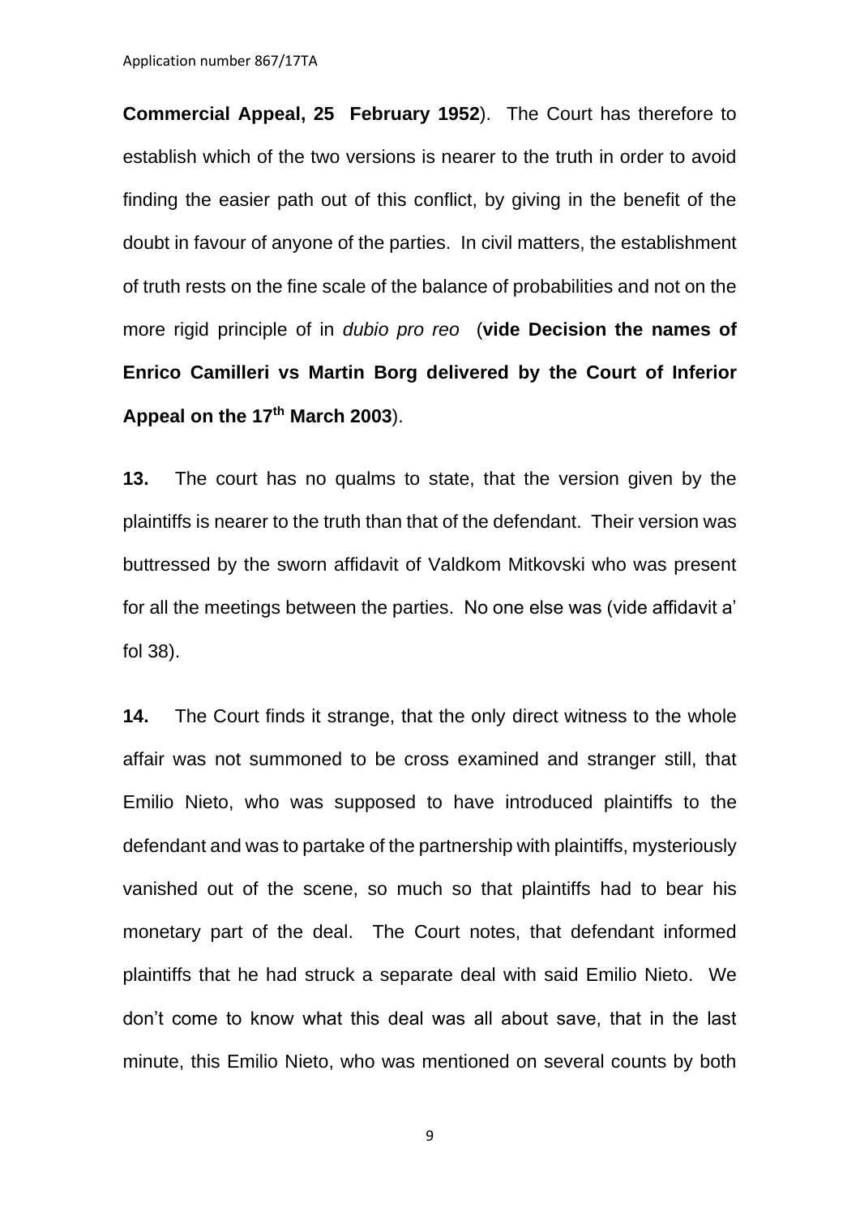**Commercial Appeal, 25 February 1952**). The Court has therefore to establish which of the two versions is nearer to the truth in order to avoid finding the easier path out of this conflict, by giving in the benefit of the doubt in favour of anyone of the parties. In civil matters, the establishment of truth rests on the fine scale of the balance of probabilities and not on the more rigid principle of in *dubio pro reo* (**vide Decision the names of Enrico Camilleri vs Martin Borg delivered by the Court of Inferior Appeal on the 17th March 2003**).

**13.** The court has no qualms to state, that the version given by the plaintiffs is nearer to the truth than that of the defendant. Their version was buttressed by the sworn affidavit of Valdkom Mitkovski who was present for all the meetings between the parties. No one else was (vide affidavit a' fol 38).

**14.** The Court finds it strange, that the only direct witness to the whole affair was not summoned to be cross examined and stranger still, that Emilio Nieto, who was supposed to have introduced plaintiffs to the defendant and was to partake of the partnership with plaintiffs, mysteriously vanished out of the scene, so much so that plaintiffs had to bear his monetary part of the deal. The Court notes, that defendant informed plaintiffs that he had struck a separate deal with said Emilio Nieto. We don't come to know what this deal was all about save, that in the last minute, this Emilio Nieto, who was mentioned on several counts by both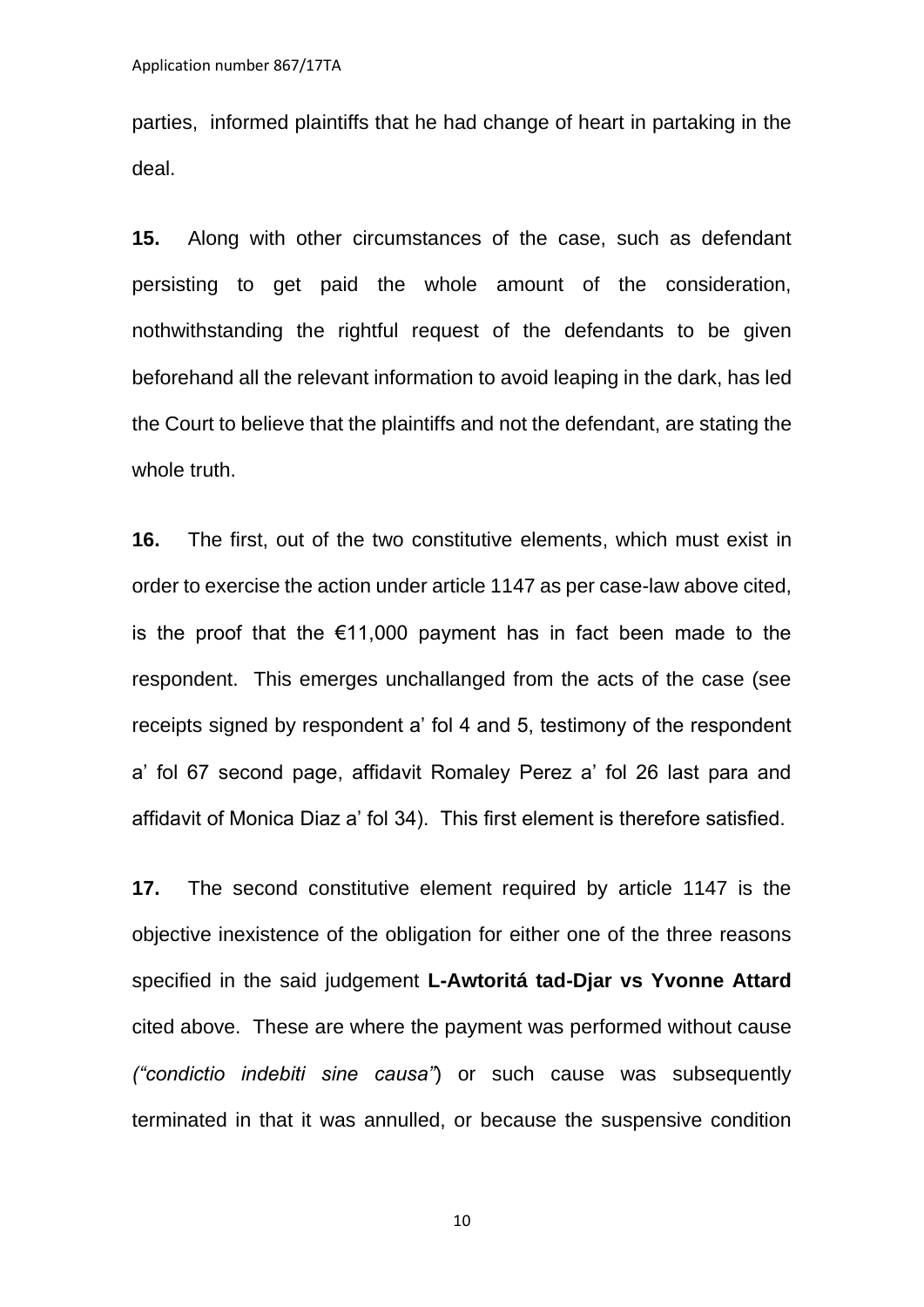parties, informed plaintiffs that he had change of heart in partaking in the deal.

**15.** Along with other circumstances of the case, such as defendant persisting to get paid the whole amount of the consideration, nothwithstanding the rightful request of the defendants to be given beforehand all the relevant information to avoid leaping in the dark, has led the Court to believe that the plaintiffs and not the defendant, are stating the whole truth.

**16.** The first, out of the two constitutive elements, which must exist in order to exercise the action under article 1147 as per case-law above cited, is the proof that the €11,000 payment has in fact been made to the respondent. This emerges unchallanged from the acts of the case (see receipts signed by respondent a' fol 4 and 5, testimony of the respondent a' fol 67 second page, affidavit Romaley Perez a' fol 26 last para and affidavit of Monica Diaz a' fol 34). This first element is therefore satisfied.

**17.** The second constitutive element required by article 1147 is the objective inexistence of the obligation for either one of the three reasons specified in the said judgement **L-Awtoritá tad-Djar vs Yvonne Attard** cited above. These are where the payment was performed without cause *("condictio indebiti sine causa"*) or such cause was subsequently terminated in that it was annulled, or because the suspensive condition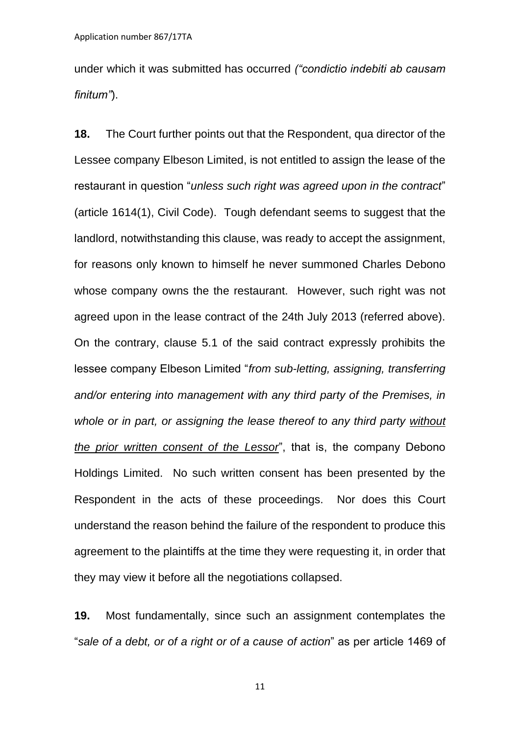under which it was submitted has occurred *("condictio indebiti ab causam finitum"*).

**18.** The Court further points out that the Respondent, qua director of the Lessee company Elbeson Limited, is not entitled to assign the lease of the restaurant in question "*unless such right was agreed upon in the contract*" (article 1614(1), Civil Code). Tough defendant seems to suggest that the landlord, notwithstanding this clause, was ready to accept the assignment, for reasons only known to himself he never summoned Charles Debono whose company owns the the restaurant. However, such right was not agreed upon in the lease contract of the 24th July 2013 (referred above). On the contrary, clause 5.1 of the said contract expressly prohibits the lessee company Elbeson Limited "*from sub-letting, assigning, transferring and/or entering into management with any third party of the Premises, in whole or in part, or assigning the lease thereof to any third party <u>without the prior written consent of the Lessor</u>*", that is, the company Debono Holdings Limited. No such written consent has been presented by the Respondent in the acts of these proceedings. Nor does this Court understand the reason behind the failure of the respondent to produce this agreement to the plaintiffs at the time they were requesting it, in order that they may view it before all the negotiations collapsed.

**19.** Most fundamentally, since such an assignment contemplates the "*sale of a debt, or of a right or of a cause of action*" as per article 1469 of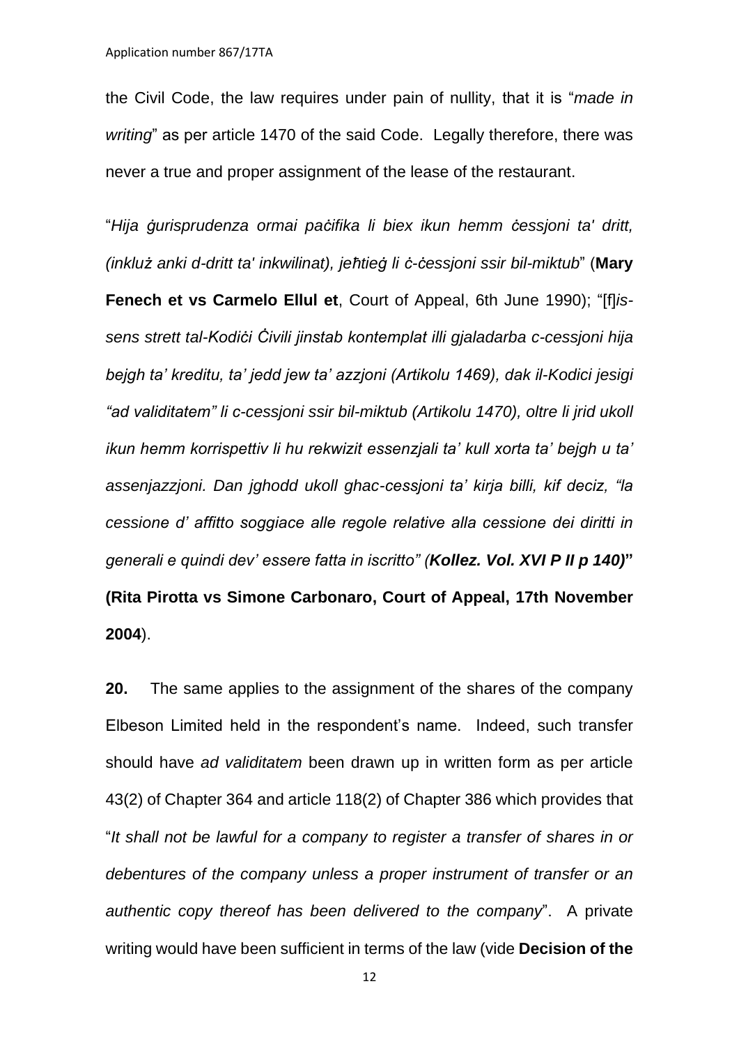the Civil Code, the law requires under pain of nullity, that it is "*made in writing*" as per article 1470 of the said Code. Legally therefore, there was never a true and proper assignment of the lease of the restaurant.

"*Hija ġurisprudenza ormai paċifika li biex ikun hemm ċessjoni ta' dritt, (inkluż anki d-dritt ta' inkwilinat), jeħtieġ li ċ-ċessjoni ssir bil-miktub*" (**Mary Fenech et vs Carmelo Ellul et**, Court of Appeal, 6th June 1990); "[f]*is-sens strett tal-Kodiċi Ċivili jinstab kontemplat illi gjaladarba c-cessjoni hija bejgh ta' kreditu, ta' jedd jew ta' azzjoni (Artikolu 1469), dak il-Kodici jesigi "ad validitatem" li c-cessjoni ssir bil-miktub (Artikolu 1470), oltre li jrid ukoll ikun hemm korrispettiv li hu rekwizit essenzjali ta' kull xorta ta' bejgh u ta' assenjazzjoni. Dan jghodd ukoll ghac-cessjoni ta' kirja billi, kif deciz, "la cessione d' affitto soggiace alle regole relative alla cessione dei diritti in generali e quindi dev' essere fatta in iscritto" (**Kollez. Vol. XVI P II p 140)***" **(Rita Pirotta vs Simone Carbonaro, Court of Appeal, 17th November 2004**).

**20.** The same applies to the assignment of the shares of the company Elbeson Limited held in the respondent's name. Indeed, such transfer should have *ad validitatem* been drawn up in written form as per article 43(2) of Chapter 364 and article 118(2) of Chapter 386 which provides that "*It shall not be lawful for a company to register a transfer of shares in or debentures of the company unless a proper instrument of transfer or an authentic copy thereof has been delivered to the company*". A private writing would have been sufficient in terms of the law (vide **Decision of the**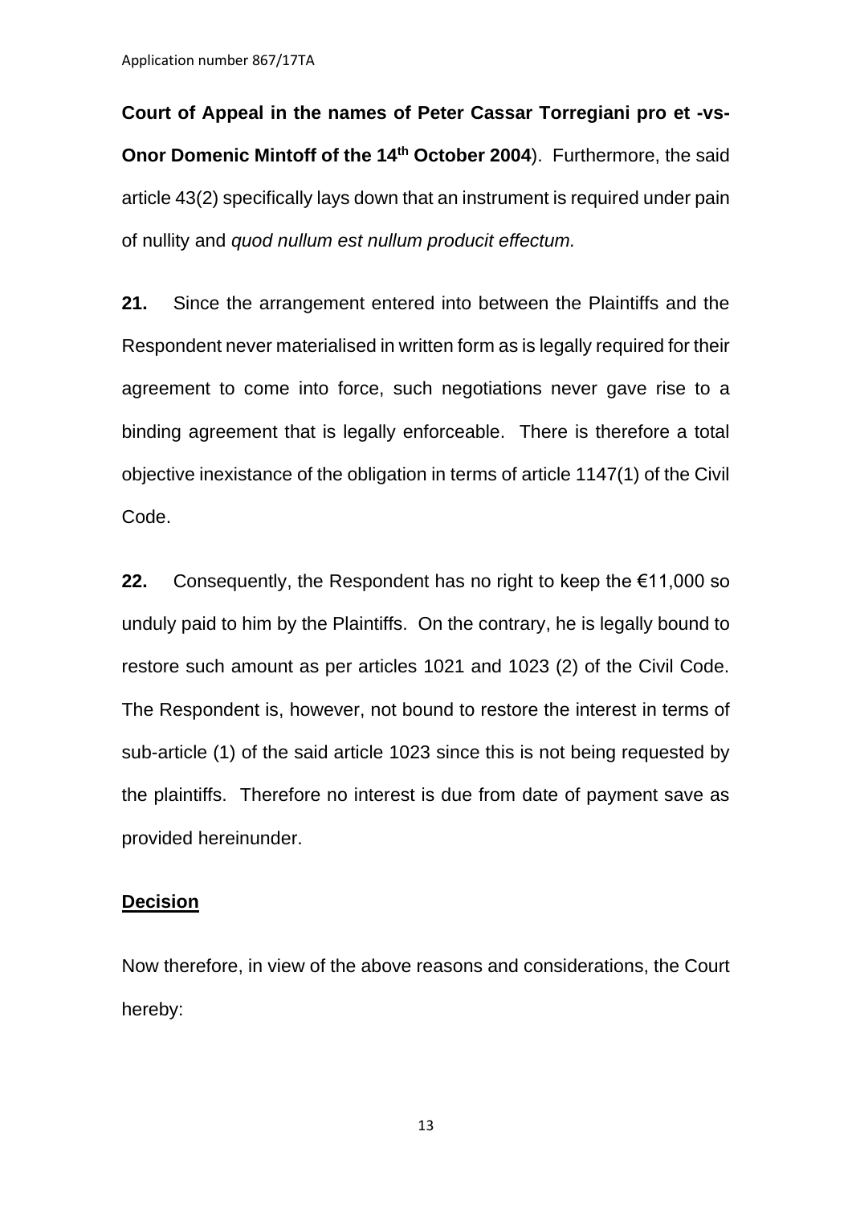**Court of Appeal in the names of Peter Cassar Torregiani pro et -vs- Onor Domenic Mintoff of the 14th October 2004**). Furthermore, the said article 43(2) specifically lays down that an instrument is required under pain of nullity and *quod nullum est nullum producit effectum.*

**21.** Since the arrangement entered into between the Plaintiffs and the Respondent never materialised in written form as is legally required for their agreement to come into force, such negotiations never gave rise to a binding agreement that is legally enforceable. There is therefore a total objective inexistance of the obligation in terms of article 1147(1) of the Civil Code.

**22.** Consequently, the Respondent has no right to keep the €11,000 so unduly paid to him by the Plaintiffs. On the contrary, he is legally bound to restore such amount as per articles 1021 and 1023 (2) of the Civil Code. The Respondent is, however, not bound to restore the interest in terms of sub-article (1) of the said article 1023 since this is not being requested by the plaintiffs. Therefore no interest is due from date of payment save as provided hereinunder.

## Decision

Now therefore, in view of the above reasons and considerations, the Court hereby: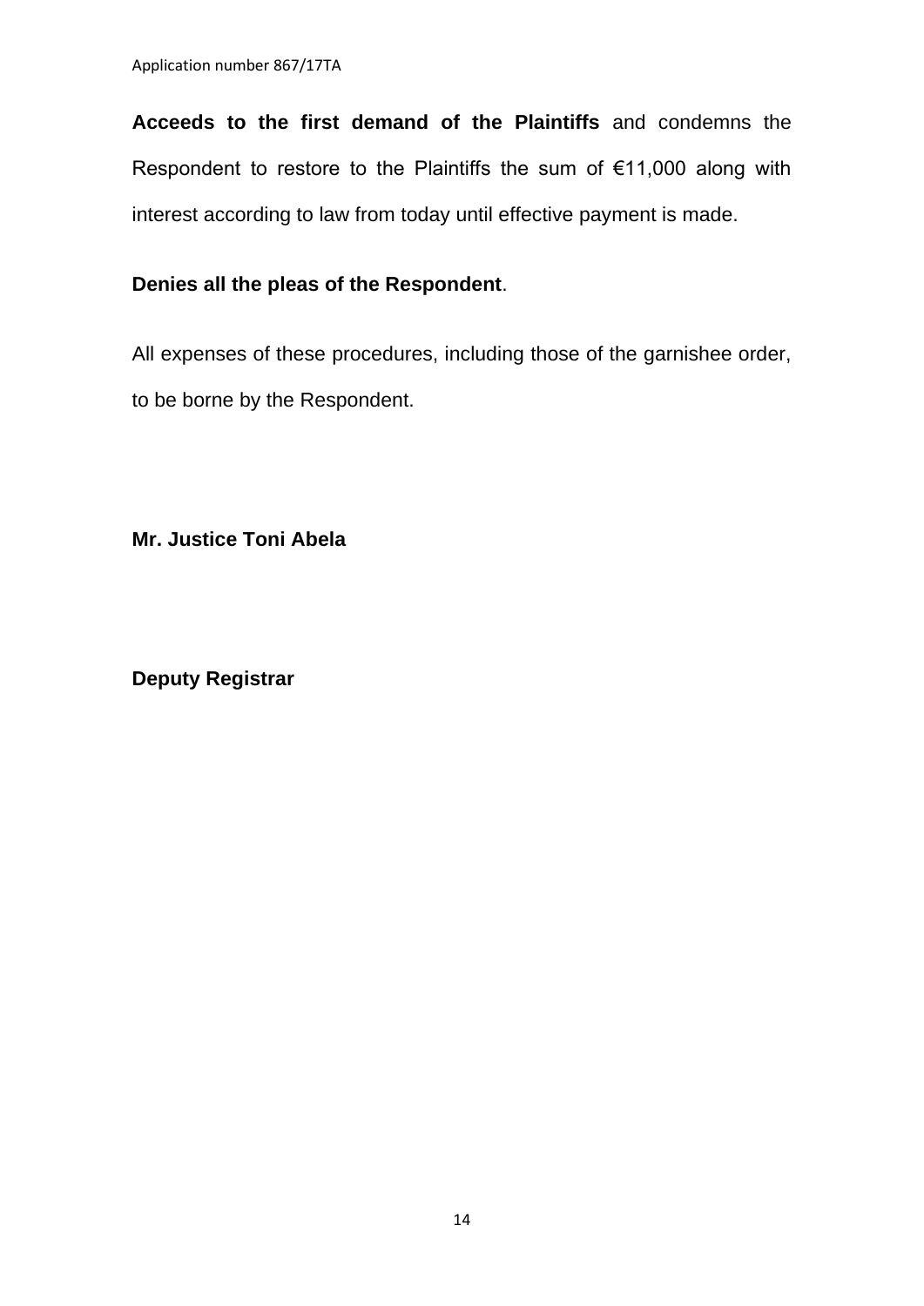**Acceeds to the first demand of the Plaintiffs** and condemns the Respondent to restore to the Plaintiffs the sum of €11,000 along with interest according to law from today until effective payment is made.

**Denies all the pleas of the Respondent**.

All expenses of these procedures, including those of the garnishee order, to be borne by the Respondent.

**Mr. Justice Toni Abela**

**Deputy Registrar**